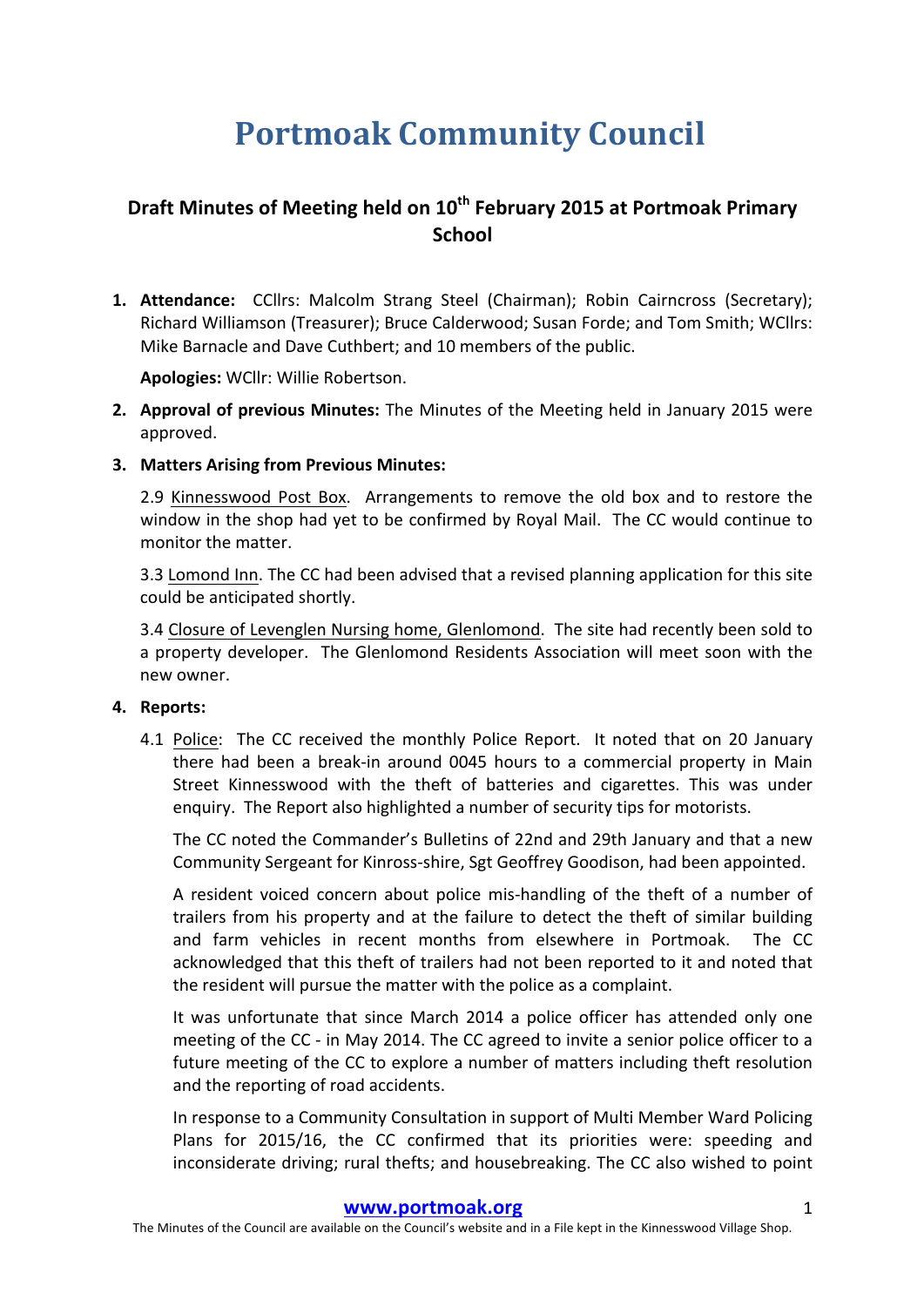# Portmoak Community Council

## Draft Minutes of Meeting held on 10th February 2015 at Portmoak Primary School

1. **Attendance:** CCllrs: Malcolm Strang Steel (Chairman); Robin Cairncross (Secretary); Richard Williamson (Treasurer); Bruce Calderwood; Susan Forde; and Tom Smith; WCllrs: Mike Barnacle and Dave Cuthbert; and 10 members of the public.

   **Apologies:** WCllr: Willie Robertson.

2. **Approval of previous Minutes:** The Minutes of the Meeting held in January 2015 were approved.

3. **Matters Arising from Previous Minutes:**

   2.9 Kinnesswood Post Box. Arrangements to remove the old box and to restore the window in the shop had yet to be confirmed by Royal Mail. The CC would continue to monitor the matter.

   3.3 Lomond Inn. The CC had been advised that a revised planning application for this site could be anticipated shortly.

   3.4 Closure of Levenglen Nursing home, Glenlomond. The site had recently been sold to a property developer. The Glenlomond Residents Association will meet soon with the new owner.

4. **Reports:**

   4.1 Police: The CC received the monthly Police Report. It noted that on 20 January there had been a break-in around 0045 hours to a commercial property in Main Street Kinnesswood with the theft of batteries and cigarettes. This was under enquiry. The Report also highlighted a number of security tips for motorists.

   The CC noted the Commander's Bulletins of 22nd and 29th January and that a new Community Sergeant for Kinross-shire, Sgt Geoffrey Goodison, had been appointed.

   A resident voiced concern about police mis-handling of the theft of a number of trailers from his property and at the failure to detect the theft of similar building and farm vehicles in recent months from elsewhere in Portmoak. The CC acknowledged that this theft of trailers had not been reported to it and noted that the resident will pursue the matter with the police as a complaint.

   It was unfortunate that since March 2014 a police officer has attended only one meeting of the CC - in May 2014. The CC agreed to invite a senior police officer to a future meeting of the CC to explore a number of matters including theft resolution and the reporting of road accidents.

   In response to a Community Consultation in support of Multi Member Ward Policing Plans for 2015/16, the CC confirmed that its priorities were: speeding and inconsiderate driving; rural thefts; and housebreaking. The CC also wished to point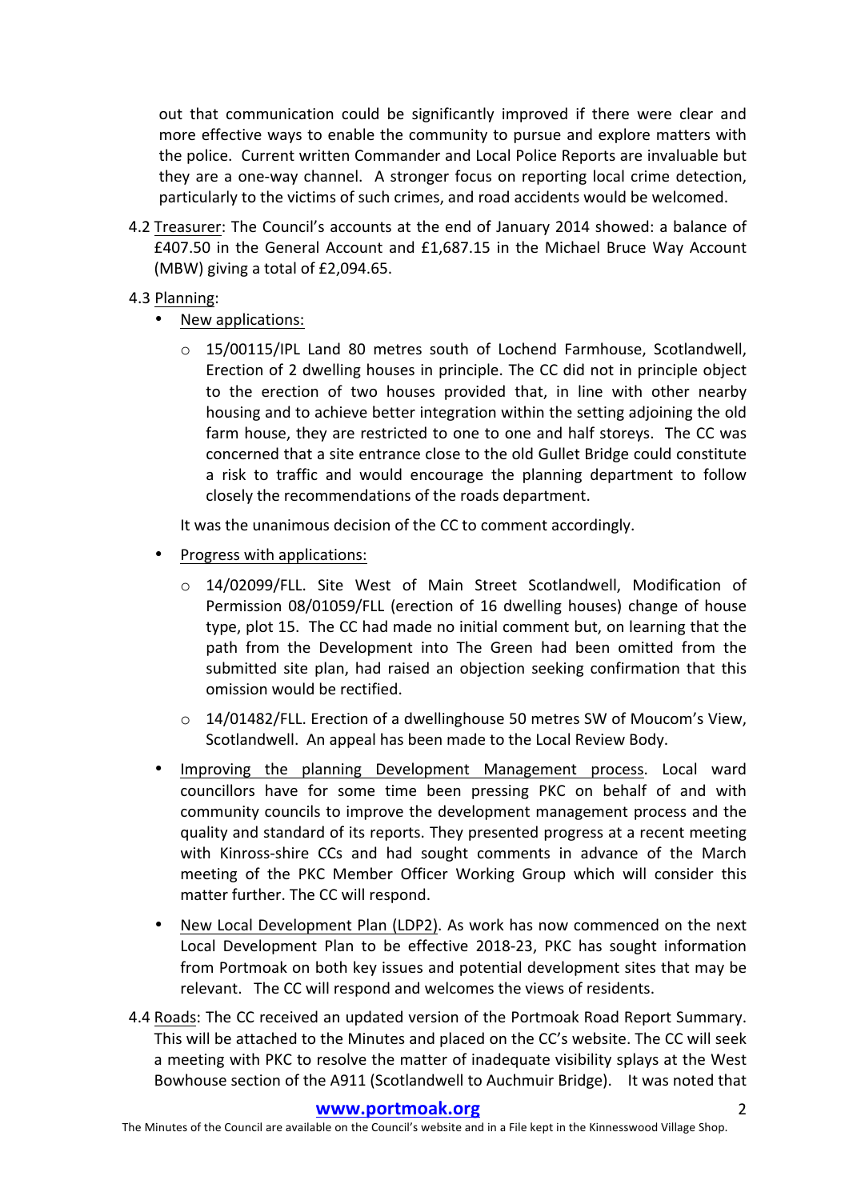out that communication could be significantly improved if there were clear and more effective ways to enable the community to pursue and explore matters with the police. Current written Commander and Local Police Reports are invaluable but they are a one-way channel. A stronger focus on reporting local crime detection, particularly to the victims of such crimes, and road accidents would be welcomed.

4.2 Treasurer: The Council's accounts at the end of January 2014 showed: a balance of £407.50 in the General Account and £1,687.15 in the Michael Bruce Way Account (MBW) giving a total of £2,094.65.

4.3 Planning:

- New applications:
  - 15/00115/IPL Land 80 metres south of Lochend Farmhouse, Scotlandwell, Erection of 2 dwelling houses in principle. The CC did not in principle object to the erection of two houses provided that, in line with other nearby housing and to achieve better integration within the setting adjoining the old farm house, they are restricted to one to one and half storeys. The CC was concerned that a site entrance close to the old Gullet Bridge could constitute a risk to traffic and would encourage the planning department to follow closely the recommendations of the roads department.

  It was the unanimous decision of the CC to comment accordingly.

- Progress with applications:
  - 14/02099/FLL. Site West of Main Street Scotlandwell, Modification of Permission 08/01059/FLL (erection of 16 dwelling houses) change of house type, plot 15. The CC had made no initial comment but, on learning that the path from the Development into The Green had been omitted from the submitted site plan, had raised an objection seeking confirmation that this omission would be rectified.
  - 14/01482/FLL. Erection of a dwellinghouse 50 metres SW of Moucom's View, Scotlandwell. An appeal has been made to the Local Review Body.
- Improving the planning Development Management process. Local ward councillors have for some time been pressing PKC on behalf of and with community councils to improve the development management process and the quality and standard of its reports. They presented progress at a recent meeting with Kinross-shire CCs and had sought comments in advance of the March meeting of the PKC Member Officer Working Group which will consider this matter further. The CC will respond.
- New Local Development Plan (LDP2). As work has now commenced on the next Local Development Plan to be effective 2018-23, PKC has sought information from Portmoak on both key issues and potential development sites that may be relevant. The CC will respond and welcomes the views of residents.

4.4 Roads: The CC received an updated version of the Portmoak Road Report Summary. This will be attached to the Minutes and placed on the CC's website. The CC will seek a meeting with PKC to resolve the matter of inadequate visibility splays at the West Bowhouse section of the A911 (Scotlandwell to Auchmuir Bridge). It was noted that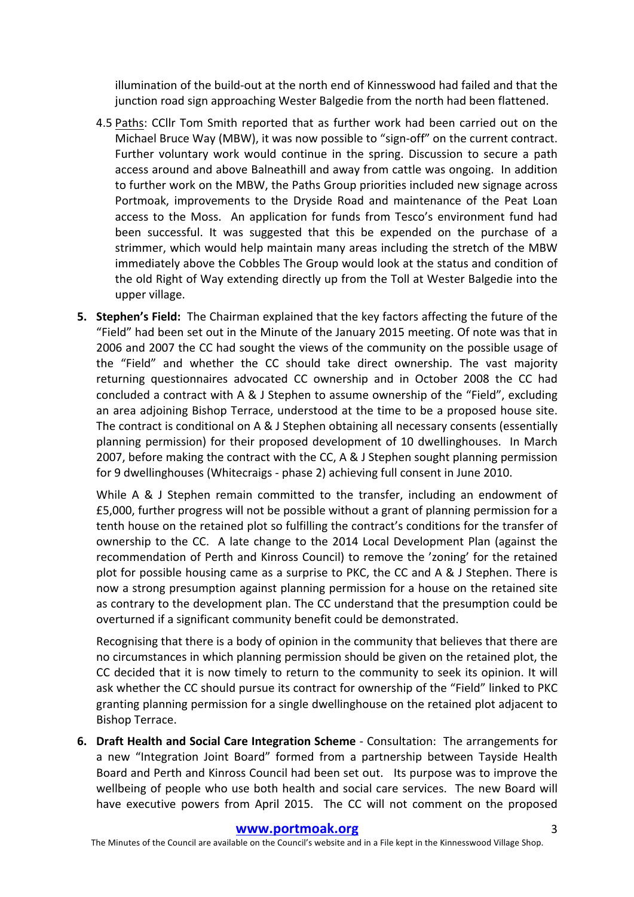illumination of the build-out at the north end of Kinnesswood had failed and that the junction road sign approaching Wester Balgedie from the north had been flattened.

4.5 Paths: CCllr Tom Smith reported that as further work had been carried out on the Michael Bruce Way (MBW), it was now possible to "sign-off" on the current contract. Further voluntary work would continue in the spring. Discussion to secure a path access around and above Balneathill and away from cattle was ongoing. In addition to further work on the MBW, the Paths Group priorities included new signage across Portmoak, improvements to the Dryside Road and maintenance of the Peat Loan access to the Moss. An application for funds from Tesco's environment fund had been successful. It was suggested that this be expended on the purchase of a strimmer, which would help maintain many areas including the stretch of the MBW immediately above the Cobbles The Group would look at the status and condition of the old Right of Way extending directly up from the Toll at Wester Balgedie into the upper village.

**5. Stephen's Field:** The Chairman explained that the key factors affecting the future of the "Field" had been set out in the Minute of the January 2015 meeting. Of note was that in 2006 and 2007 the CC had sought the views of the community on the possible usage of the "Field" and whether the CC should take direct ownership. The vast majority returning questionnaires advocated CC ownership and in October 2008 the CC had concluded a contract with A & J Stephen to assume ownership of the "Field", excluding an area adjoining Bishop Terrace, understood at the time to be a proposed house site. The contract is conditional on A & J Stephen obtaining all necessary consents (essentially planning permission) for their proposed development of 10 dwellinghouses. In March 2007, before making the contract with the CC, A & J Stephen sought planning permission for 9 dwellinghouses (Whitecraigs - phase 2) achieving full consent in June 2010.

While A & J Stephen remain committed to the transfer, including an endowment of £5,000, further progress will not be possible without a grant of planning permission for a tenth house on the retained plot so fulfilling the contract's conditions for the transfer of ownership to the CC. A late change to the 2014 Local Development Plan (against the recommendation of Perth and Kinross Council) to remove the 'zoning' for the retained plot for possible housing came as a surprise to PKC, the CC and A & J Stephen. There is now a strong presumption against planning permission for a house on the retained site as contrary to the development plan. The CC understand that the presumption could be overturned if a significant community benefit could be demonstrated.

Recognising that there is a body of opinion in the community that believes that there are no circumstances in which planning permission should be given on the retained plot, the CC decided that it is now timely to return to the community to seek its opinion. It will ask whether the CC should pursue its contract for ownership of the "Field" linked to PKC granting planning permission for a single dwellinghouse on the retained plot adjacent to Bishop Terrace.

**6. Draft Health and Social Care Integration Scheme** - Consultation: The arrangements for a new "Integration Joint Board" formed from a partnership between Tayside Health Board and Perth and Kinross Council had been set out. Its purpose was to improve the wellbeing of people who use both health and social care services. The new Board will have executive powers from April 2015. The CC will not comment on the proposed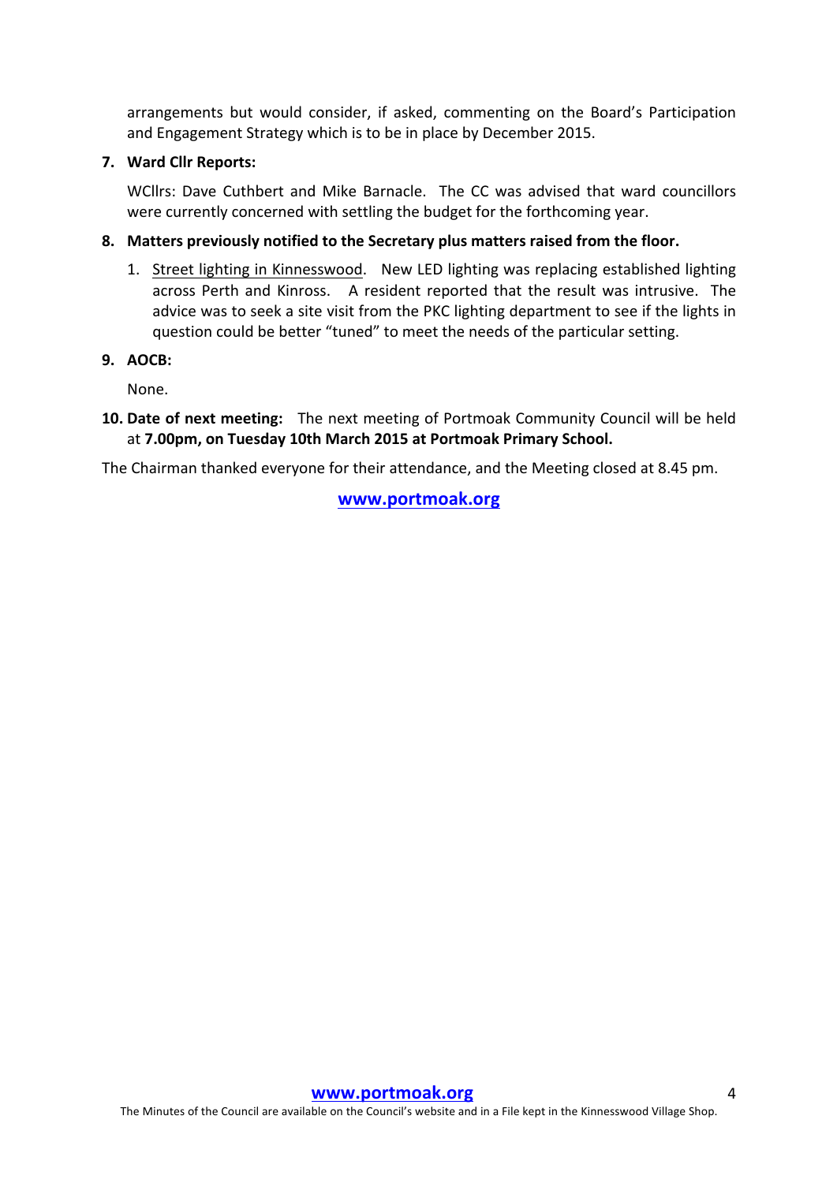arrangements but would consider, if asked, commenting on the Board's Participation and Engagement Strategy which is to be in place by December 2015.

7. **Ward Cllr Reports:**

   WCllrs: Dave Cuthbert and Mike Barnacle. The CC was advised that ward councillors were currently concerned with settling the budget for the forthcoming year.

8. **Matters previously notified to the Secretary plus matters raised from the floor.**

   1. Street lighting in Kinnesswood. New LED lighting was replacing established lighting across Perth and Kinross. A resident reported that the result was intrusive. The advice was to seek a site visit from the PKC lighting department to see if the lights in question could be better "tuned" to meet the needs of the particular setting.

9. **AOCB:**

   None.

10. **Date of next meeting:** The next meeting of Portmoak Community Council will be held at **7.00pm, on Tuesday 10th March 2015 at Portmoak Primary School.**

The Chairman thanked everyone for their attendance, and the Meeting closed at 8.45 pm.

**www.portmoak.org**

**www.portmoak.org**

The Minutes of the Council are available on the Council's website and in a File kept in the Kinnesswood Village Shop.